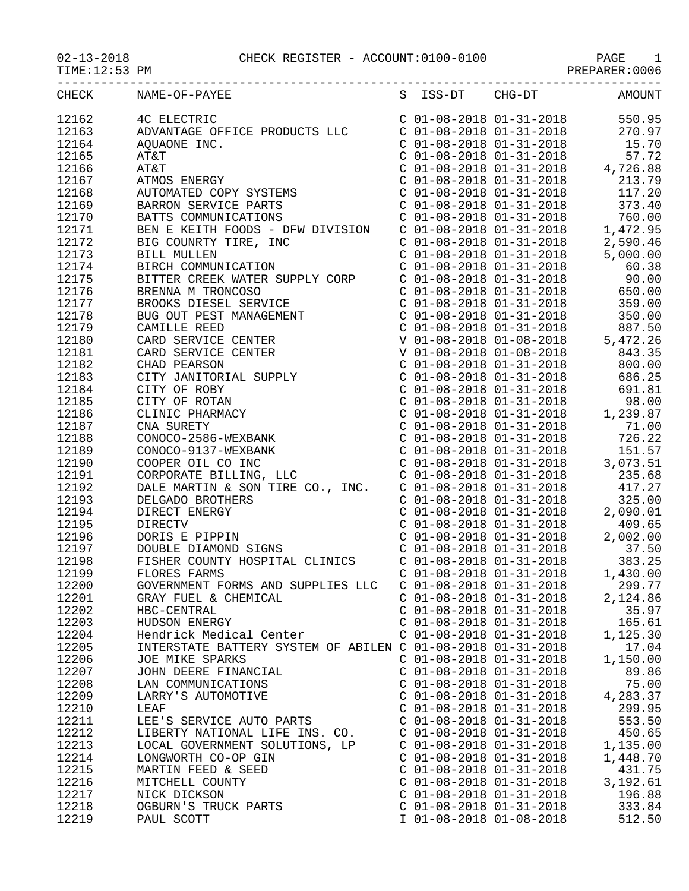02-13-2018 CHECK REGISTER - ACCOUNT:0100-0100

TIME:12:53 PM PREPARER:0006

| CHECK | NAME-OF-PAYEE | S | ISS-DT | CHG-DT | AMOUNT |
|---|---|---|---|---|---|
| 12162 | 4C ELECTRIC | C | 01-08-2018 | 01-31-2018 | 550.95 |
| 12163 | ADVANTAGE OFFICE PRODUCTS LLC | C | 01-08-2018 | 01-31-2018 | 270.97 |
| 12164 | AQUAONE INC. | C | 01-08-2018 | 01-31-2018 | 15.70 |
| 12165 | AT&T | C | 01-08-2018 | 01-31-2018 | 57.72 |
| 12166 | AT&T | C | 01-08-2018 | 01-31-2018 | 4,726.88 |
| 12167 | ATMOS ENERGY | C | 01-08-2018 | 01-31-2018 | 213.79 |
| 12168 | AUTOMATED COPY SYSTEMS | C | 01-08-2018 | 01-31-2018 | 117.20 |
| 12169 | BARRON SERVICE PARTS | C | 01-08-2018 | 01-31-2018 | 373.40 |
| 12170 | BATTS COMMUNICATIONS | C | 01-08-2018 | 01-31-2018 | 760.00 |
| 12171 | BEN E KEITH FOODS - DFW DIVISION | C | 01-08-2018 | 01-31-2018 | 1,472.95 |
| 12172 | BIG COUNRTY TIRE, INC | C | 01-08-2018 | 01-31-2018 | 2,590.46 |
| 12173 | BILL MULLEN | C | 01-08-2018 | 01-31-2018 | 5,000.00 |
| 12174 | BIRCH COMMUNICATION | C | 01-08-2018 | 01-31-2018 | 60.38 |
| 12175 | BITTER CREEK WATER SUPPLY CORP | C | 01-08-2018 | 01-31-2018 | 90.00 |
| 12176 | BRENNA M TRONCOSO | C | 01-08-2018 | 01-31-2018 | 650.00 |
| 12177 | BROOKS DIESEL SERVICE | C | 01-08-2018 | 01-31-2018 | 359.00 |
| 12178 | BUG OUT PEST MANAGEMENT | C | 01-08-2018 | 01-31-2018 | 350.00 |
| 12179 | CAMILLE REED | C | 01-08-2018 | 01-31-2018 | 887.50 |
| 12180 | CARD SERVICE CENTER | V | 01-08-2018 | 01-08-2018 | 5,472.26 |
| 12181 | CARD SERVICE CENTER | V | 01-08-2018 | 01-08-2018 | 843.35 |
| 12182 | CHAD PEARSON | C | 01-08-2018 | 01-31-2018 | 800.00 |
| 12183 | CITY JANITORIAL SUPPLY | C | 01-08-2018 | 01-31-2018 | 686.25 |
| 12184 | CITY OF ROBY | C | 01-08-2018 | 01-31-2018 | 691.81 |
| 12185 | CITY OF ROTAN | C | 01-08-2018 | 01-31-2018 | 98.00 |
| 12186 | CLINIC PHARMACY | C | 01-08-2018 | 01-31-2018 | 1,239.87 |
| 12187 | CNA SURETY | C | 01-08-2018 | 01-31-2018 | 71.00 |
| 12188 | CONOCO-2586-WEXBANK | C | 01-08-2018 | 01-31-2018 | 726.22 |
| 12189 | CONOCO-9137-WEXBANK | C | 01-08-2018 | 01-31-2018 | 151.57 |
| 12190 | COOPER OIL CO INC | C | 01-08-2018 | 01-31-2018 | 3,073.51 |
| 12191 | CORPORATE BILLING, LLC | C | 01-08-2018 | 01-31-2018 | 235.68 |
| 12192 | DALE MARTIN & SON TIRE CO., INC. | C | 01-08-2018 | 01-31-2018 | 417.27 |
| 12193 | DELGADO BROTHERS | C | 01-08-2018 | 01-31-2018 | 325.00 |
| 12194 | DIRECT ENERGY | C | 01-08-2018 | 01-31-2018 | 2,090.01 |
| 12195 | DIRECTV | C | 01-08-2018 | 01-31-2018 | 409.65 |
| 12196 | DORIS E PIPPIN | C | 01-08-2018 | 01-31-2018 | 2,002.00 |
| 12197 | DOUBLE DIAMOND SIGNS | C | 01-08-2018 | 01-31-2018 | 37.50 |
| 12198 | FISHER COUNTY HOSPITAL CLINICS | C | 01-08-2018 | 01-31-2018 | 383.25 |
| 12199 | FLORES FARMS | C | 01-08-2018 | 01-31-2018 | 1,430.00 |
| 12200 | GOVERNMENT FORMS AND SUPPLIES LLC | C | 01-08-2018 | 01-31-2018 | 299.77 |
| 12201 | GRAY FUEL & CHEMICAL | C | 01-08-2018 | 01-31-2018 | 2,124.86 |
| 12202 | HBC-CENTRAL | C | 01-08-2018 | 01-31-2018 | 35.97 |
| 12203 | HUDSON ENERGY | C | 01-08-2018 | 01-31-2018 | 165.61 |
| 12204 | Hendrick Medical Center | C | 01-08-2018 | 01-31-2018 | 1,125.30 |
| 12205 | INTERSTATE BATTERY SYSTEM OF ABILEN | C | 01-08-2018 | 01-31-2018 | 17.04 |
| 12206 | JOE MIKE SPARKS | C | 01-08-2018 | 01-31-2018 | 1,150.00 |
| 12207 | JOHN DEERE FINANCIAL | C | 01-08-2018 | 01-31-2018 | 89.86 |
| 12208 | LAN COMMUNICATIONS | C | 01-08-2018 | 01-31-2018 | 75.00 |
| 12209 | LARRY'S AUTOMOTIVE | C | 01-08-2018 | 01-31-2018 | 4,283.37 |
| 12210 | LEAF | C | 01-08-2018 | 01-31-2018 | 299.95 |
| 12211 | LEE'S SERVICE AUTO PARTS | C | 01-08-2018 | 01-31-2018 | 553.50 |
| 12212 | LIBERTY NATIONAL LIFE INS. CO. | C | 01-08-2018 | 01-31-2018 | 450.65 |
| 12213 | LOCAL GOVERNMENT SOLUTIONS, LP | C | 01-08-2018 | 01-31-2018 | 1,135.00 |
| 12214 | LONGWORTH CO-OP GIN | C | 01-08-2018 | 01-31-2018 | 1,448.70 |
| 12215 | MARTIN FEED & SEED | C | 01-08-2018 | 01-31-2018 | 431.75 |
| 12216 | MITCHELL COUNTY | C | 01-08-2018 | 01-31-2018 | 3,192.61 |
| 12217 | NICK DICKSON | C | 01-08-2018 | 01-31-2018 | 196.88 |
| 12218 | OGBURN'S TRUCK PARTS | C | 01-08-2018 | 01-31-2018 | 333.84 |
| 12219 | PAUL SCOTT | I | 01-08-2018 | 01-08-2018 | 512.50 |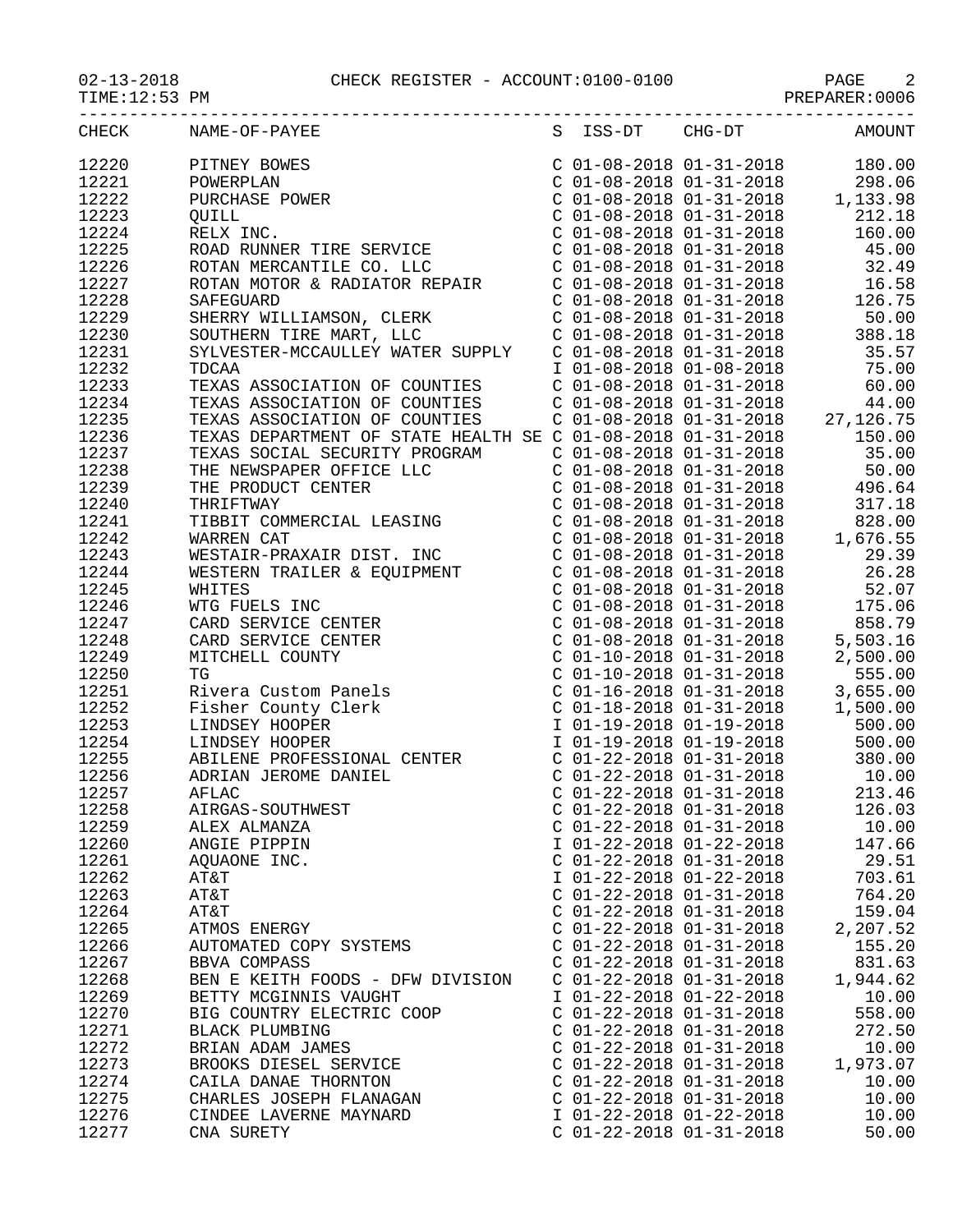CHECK REGISTER - ACCOUNT:0100-0100

02-13-2018
TIME:12:53 PM

PREPARER:0006

| CHECK | NAME-OF-PAYEE | S | ISS-DT | CHG-DT | AMOUNT |
|---|---|---|---|---|---|
| 12220 | PITNEY BOWES | C | 01-08-2018 | 01-31-2018 | 180.00 |
| 12221 | POWERPLAN | C | 01-08-2018 | 01-31-2018 | 298.06 |
| 12222 | PURCHASE POWER | C | 01-08-2018 | 01-31-2018 | 1,133.98 |
| 12223 | QUILL | C | 01-08-2018 | 01-31-2018 | 212.18 |
| 12224 | RELX INC. | C | 01-08-2018 | 01-31-2018 | 160.00 |
| 12225 | ROAD RUNNER TIRE SERVICE | C | 01-08-2018 | 01-31-2018 | 45.00 |
| 12226 | ROTAN MERCANTILE CO. LLC | C | 01-08-2018 | 01-31-2018 | 32.49 |
| 12227 | ROTAN MOTOR & RADIATOR REPAIR | C | 01-08-2018 | 01-31-2018 | 16.58 |
| 12228 | SAFEGUARD | C | 01-08-2018 | 01-31-2018 | 126.75 |
| 12229 | SHERRY WILLIAMSON, CLERK | C | 01-08-2018 | 01-31-2018 | 50.00 |
| 12230 | SOUTHERN TIRE MART, LLC | C | 01-08-2018 | 01-31-2018 | 388.18 |
| 12231 | SYLVESTER-MCCAULLEY WATER SUPPLY | C | 01-08-2018 | 01-31-2018 | 35.57 |
| 12232 | TDCAA | I | 01-08-2018 | 01-08-2018 | 75.00 |
| 12233 | TEXAS ASSOCIATION OF COUNTIES | C | 01-08-2018 | 01-31-2018 | 60.00 |
| 12234 | TEXAS ASSOCIATION OF COUNTIES | C | 01-08-2018 | 01-31-2018 | 44.00 |
| 12235 | TEXAS ASSOCIATION OF COUNTIES | C | 01-08-2018 | 01-31-2018 | 27,126.75 |
| 12236 | TEXAS DEPARTMENT OF STATE HEALTH SE | C | 01-08-2018 | 01-31-2018 | 150.00 |
| 12237 | TEXAS SOCIAL SECURITY PROGRAM | C | 01-08-2018 | 01-31-2018 | 35.00 |
| 12238 | THE NEWSPAPER OFFICE LLC | C | 01-08-2018 | 01-31-2018 | 50.00 |
| 12239 | THE PRODUCT CENTER | C | 01-08-2018 | 01-31-2018 | 496.64 |
| 12240 | THRIFTWAY | C | 01-08-2018 | 01-31-2018 | 317.18 |
| 12241 | TIBBIT COMMERCIAL LEASING | C | 01-08-2018 | 01-31-2018 | 828.00 |
| 12242 | WARREN CAT | C | 01-08-2018 | 01-31-2018 | 1,676.55 |
| 12243 | WESTAIR-PRAXAIR DIST. INC | C | 01-08-2018 | 01-31-2018 | 29.39 |
| 12244 | WESTERN TRAILER & EQUIPMENT | C | 01-08-2018 | 01-31-2018 | 26.28 |
| 12245 | WHITES | C | 01-08-2018 | 01-31-2018 | 52.07 |
| 12246 | WTG FUELS INC | C | 01-08-2018 | 01-31-2018 | 175.06 |
| 12247 | CARD SERVICE CENTER | C | 01-08-2018 | 01-31-2018 | 858.79 |
| 12248 | CARD SERVICE CENTER | C | 01-08-2018 | 01-31-2018 | 5,503.16 |
| 12249 | MITCHELL COUNTY | C | 01-10-2018 | 01-31-2018 | 2,500.00 |
| 12250 | TG | C | 01-10-2018 | 01-31-2018 | 555.00 |
| 12251 | Rivera Custom Panels | C | 01-16-2018 | 01-31-2018 | 3,655.00 |
| 12252 | Fisher County Clerk | C | 01-18-2018 | 01-31-2018 | 1,500.00 |
| 12253 | LINDSEY HOOPER | I | 01-19-2018 | 01-19-2018 | 500.00 |
| 12254 | LINDSEY HOOPER | I | 01-19-2018 | 01-19-2018 | 500.00 |
| 12255 | ABILENE PROFESSIONAL CENTER | C | 01-22-2018 | 01-31-2018 | 380.00 |
| 12256 | ADRIAN JEROME DANIEL | C | 01-22-2018 | 01-31-2018 | 10.00 |
| 12257 | AFLAC | C | 01-22-2018 | 01-31-2018 | 213.46 |
| 12258 | AIRGAS-SOUTHWEST | C | 01-22-2018 | 01-31-2018 | 126.03 |
| 12259 | ALEX ALMANZA | C | 01-22-2018 | 01-31-2018 | 10.00 |
| 12260 | ANGIE PIPPIN | I | 01-22-2018 | 01-22-2018 | 147.66 |
| 12261 | AQUAONE INC. | C | 01-22-2018 | 01-31-2018 | 29.51 |
| 12262 | AT&T | I | 01-22-2018 | 01-22-2018 | 703.61 |
| 12263 | AT&T | C | 01-22-2018 | 01-31-2018 | 764.20 |
| 12264 | AT&T | C | 01-22-2018 | 01-31-2018 | 159.04 |
| 12265 | ATMOS ENERGY | C | 01-22-2018 | 01-31-2018 | 2,207.52 |
| 12266 | AUTOMATED COPY SYSTEMS | C | 01-22-2018 | 01-31-2018 | 155.20 |
| 12267 | BBVA COMPASS | C | 01-22-2018 | 01-31-2018 | 831.63 |
| 12268 | BEN E KEITH FOODS - DFW DIVISION | C | 01-22-2018 | 01-31-2018 | 1,944.62 |
| 12269 | BETTY MCGINNIS VAUGHT | I | 01-22-2018 | 01-22-2018 | 10.00 |
| 12270 | BIG COUNTRY ELECTRIC COOP | C | 01-22-2018 | 01-31-2018 | 558.00 |
| 12271 | BLACK PLUMBING | C | 01-22-2018 | 01-31-2018 | 272.50 |
| 12272 | BRIAN ADAM JAMES | C | 01-22-2018 | 01-31-2018 | 10.00 |
| 12273 | BROOKS DIESEL SERVICE | C | 01-22-2018 | 01-31-2018 | 1,973.07 |
| 12274 | CAILA DANAE THORNTON | C | 01-22-2018 | 01-31-2018 | 10.00 |
| 12275 | CHARLES JOSEPH FLANAGAN | C | 01-22-2018 | 01-31-2018 | 10.00 |
| 12276 | CINDEE LAVERNE MAYNARD | I | 01-22-2018 | 01-22-2018 | 10.00 |
| 12277 | CNA SURETY | C | 01-22-2018 | 01-31-2018 | 50.00 |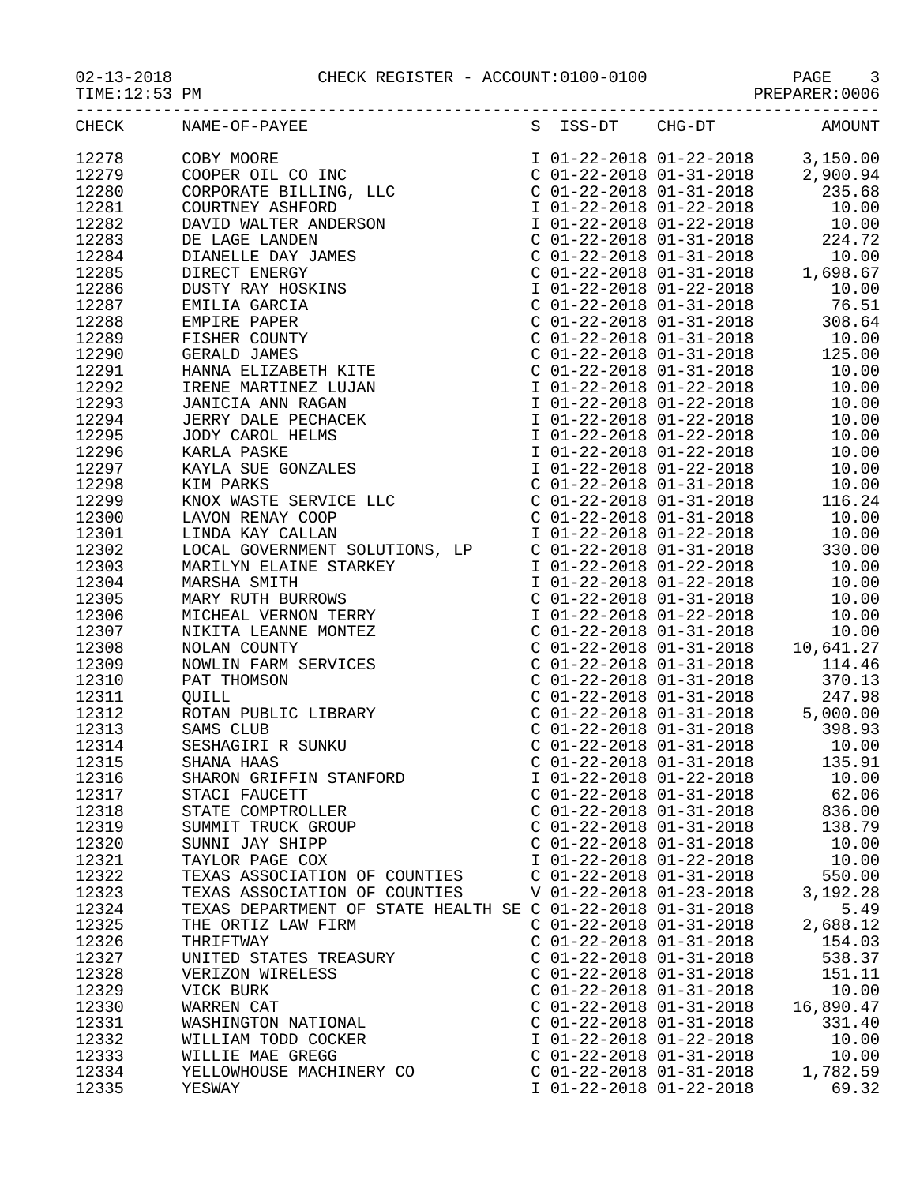02-13-2018 CHECK REGISTER - ACCOUNT:0100-0100 PAGE 3

TIME:12:53 PM PREPARER:0006

| CHECK | NAME-OF-PAYEE | S | ISS-DT | CHG-DT | AMOUNT |
|---|---|---|---|---|---|
| 12278 | COBY MOORE | I | 01-22-2018 | 01-22-2018 | 3,150.00 |
| 12279 | COOPER OIL CO INC | C | 01-22-2018 | 01-31-2018 | 2,900.94 |
| 12280 | CORPORATE BILLING, LLC | C | 01-22-2018 | 01-31-2018 | 235.68 |
| 12281 | COURTNEY ASHFORD | I | 01-22-2018 | 01-22-2018 | 10.00 |
| 12282 | DAVID WALTER ANDERSON | I | 01-22-2018 | 01-22-2018 | 10.00 |
| 12283 | DE LAGE LANDEN | C | 01-22-2018 | 01-31-2018 | 224.72 |
| 12284 | DIANELLE DAY JAMES | C | 01-22-2018 | 01-31-2018 | 10.00 |
| 12285 | DIRECT ENERGY | C | 01-22-2018 | 01-31-2018 | 1,698.67 |
| 12286 | DUSTY RAY HOSKINS | I | 01-22-2018 | 01-22-2018 | 10.00 |
| 12287 | EMILIA GARCIA | C | 01-22-2018 | 01-31-2018 | 76.51 |
| 12288 | EMPIRE PAPER | C | 01-22-2018 | 01-31-2018 | 308.64 |
| 12289 | FISHER COUNTY | C | 01-22-2018 | 01-31-2018 | 10.00 |
| 12290 | GERALD JAMES | C | 01-22-2018 | 01-31-2018 | 125.00 |
| 12291 | HANNA ELIZABETH KITE | C | 01-22-2018 | 01-31-2018 | 10.00 |
| 12292 | IRENE MARTINEZ LUJAN | I | 01-22-2018 | 01-22-2018 | 10.00 |
| 12293 | JANICIA ANN RAGAN | I | 01-22-2018 | 01-22-2018 | 10.00 |
| 12294 | JERRY DALE PECHACEK | I | 01-22-2018 | 01-22-2018 | 10.00 |
| 12295 | JODY CAROL HELMS | I | 01-22-2018 | 01-22-2018 | 10.00 |
| 12296 | KARLA PASKE | I | 01-22-2018 | 01-22-2018 | 10.00 |
| 12297 | KAYLA SUE GONZALES | I | 01-22-2018 | 01-22-2018 | 10.00 |
| 12298 | KIM PARKS | C | 01-22-2018 | 01-31-2018 | 10.00 |
| 12299 | KNOX WASTE SERVICE LLC | C | 01-22-2018 | 01-31-2018 | 116.24 |
| 12300 | LAVON RENAY COOP | C | 01-22-2018 | 01-31-2018 | 10.00 |
| 12301 | LINDA KAY CALLAN | I | 01-22-2018 | 01-22-2018 | 10.00 |
| 12302 | LOCAL GOVERNMENT SOLUTIONS, LP | C | 01-22-2018 | 01-31-2018 | 330.00 |
| 12303 | MARILYN ELAINE STARKEY | I | 01-22-2018 | 01-22-2018 | 10.00 |
| 12304 | MARSHA SMITH | I | 01-22-2018 | 01-22-2018 | 10.00 |
| 12305 | MARY RUTH BURROWS | C | 01-22-2018 | 01-31-2018 | 10.00 |
| 12306 | MICHEAL VERNON TERRY | I | 01-22-2018 | 01-22-2018 | 10.00 |
| 12307 | NIKITA LEANNE MONTEZ | C | 01-22-2018 | 01-31-2018 | 10.00 |
| 12308 | NOLAN COUNTY | C | 01-22-2018 | 01-31-2018 | 10,641.27 |
| 12309 | NOWLIN FARM SERVICES | C | 01-22-2018 | 01-31-2018 | 114.46 |
| 12310 | PAT THOMSON | C | 01-22-2018 | 01-31-2018 | 370.13 |
| 12311 | QUILL | C | 01-22-2018 | 01-31-2018 | 247.98 |
| 12312 | ROTAN PUBLIC LIBRARY | C | 01-22-2018 | 01-31-2018 | 5,000.00 |
| 12313 | SAMS CLUB | C | 01-22-2018 | 01-31-2018 | 398.93 |
| 12314 | SESHAGIRI R SUNKU | C | 01-22-2018 | 01-31-2018 | 10.00 |
| 12315 | SHANA HAAS | C | 01-22-2018 | 01-31-2018 | 135.91 |
| 12316 | SHARON GRIFFIN STANFORD | I | 01-22-2018 | 01-22-2018 | 10.00 |
| 12317 | STACI FAUCETT | C | 01-22-2018 | 01-31-2018 | 62.06 |
| 12318 | STATE COMPTROLLER | C | 01-22-2018 | 01-31-2018 | 836.00 |
| 12319 | SUMMIT TRUCK GROUP | C | 01-22-2018 | 01-31-2018 | 138.79 |
| 12320 | SUNNI JAY SHIPP | C | 01-22-2018 | 01-31-2018 | 10.00 |
| 12321 | TAYLOR PAGE COX | I | 01-22-2018 | 01-22-2018 | 10.00 |
| 12322 | TEXAS ASSOCIATION OF COUNTIES | C | 01-22-2018 | 01-31-2018 | 550.00 |
| 12323 | TEXAS ASSOCIATION OF COUNTIES | V | 01-22-2018 | 01-23-2018 | 3,192.28 |
| 12324 | TEXAS DEPARTMENT OF STATE HEALTH SE | C | 01-22-2018 | 01-31-2018 | 5.49 |
| 12325 | THE ORTIZ LAW FIRM | C | 01-22-2018 | 01-31-2018 | 2,688.12 |
| 12326 | THRIFTWAY | C | 01-22-2018 | 01-31-2018 | 154.03 |
| 12327 | UNITED STATES TREASURY | C | 01-22-2018 | 01-31-2018 | 538.37 |
| 12328 | VERIZON WIRELESS | C | 01-22-2018 | 01-31-2018 | 151.11 |
| 12329 | VICK BURK | C | 01-22-2018 | 01-31-2018 | 10.00 |
| 12330 | WARREN CAT | C | 01-22-2018 | 01-31-2018 | 16,890.47 |
| 12331 | WASHINGTON NATIONAL | C | 01-22-2018 | 01-31-2018 | 331.40 |
| 12332 | WILLIAM TODD COCKER | I | 01-22-2018 | 01-22-2018 | 10.00 |
| 12333 | WILLIE MAE GREGG | C | 01-22-2018 | 01-31-2018 | 10.00 |
| 12334 | YELLOWHOUSE MACHINERY CO | C | 01-22-2018 | 01-31-2018 | 1,782.59 |
| 12335 | YESWAY | I | 01-22-2018 | 01-22-2018 | 69.32 |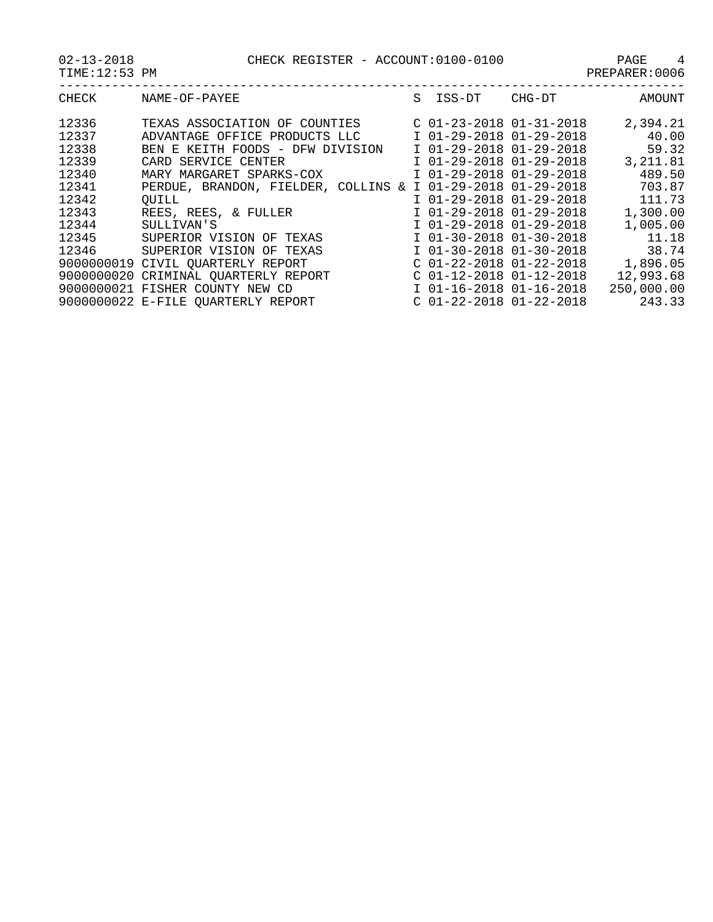02-13-2018 CHECK REGISTER - ACCOUNT:0100-0100

TIME:12:53 PM PREPARER:0006

| CHECK | NAME-OF-PAYEE | S | ISS-DT | CHG-DT | AMOUNT |
|---|---|---|---|---|---|
| 12336 | TEXAS ASSOCIATION OF COUNTIES | C | 01-23-2018 | 01-31-2018 | 2,394.21 |
| 12337 | ADVANTAGE OFFICE PRODUCTS LLC | I | 01-29-2018 | 01-29-2018 | 40.00 |
| 12338 | BEN E KEITH FOODS - DFW DIVISION | I | 01-29-2018 | 01-29-2018 | 59.32 |
| 12339 | CARD SERVICE CENTER | I | 01-29-2018 | 01-29-2018 | 3,211.81 |
| 12340 | MARY MARGARET SPARKS-COX | I | 01-29-2018 | 01-29-2018 | 489.50 |
| 12341 | PERDUE, BRANDON, FIELDER, COLLINS & | I | 01-29-2018 | 01-29-2018 | 703.87 |
| 12342 | QUILL | I | 01-29-2018 | 01-29-2018 | 111.73 |
| 12343 | REES, REES, & FULLER | I | 01-29-2018 | 01-29-2018 | 1,300.00 |
| 12344 | SULLIVAN'S | I | 01-29-2018 | 01-29-2018 | 1,005.00 |
| 12345 | SUPERIOR VISION OF TEXAS | I | 01-30-2018 | 01-30-2018 | 11.18 |
| 12346 | SUPERIOR VISION OF TEXAS | I | 01-30-2018 | 01-30-2018 | 38.74 |
| 9000000019 | CIVIL QUARTERLY REPORT | C | 01-22-2018 | 01-22-2018 | 1,896.05 |
| 9000000020 | CRIMINAL QUARTERLY REPORT | C | 01-12-2018 | 01-12-2018 | 12,993.68 |
| 9000000021 | FISHER COUNTY NEW CD | I | 01-16-2018 | 01-16-2018 | 250,000.00 |
| 9000000022 | E-FILE QUARTERLY REPORT | C | 01-22-2018 | 01-22-2018 | 243.33 |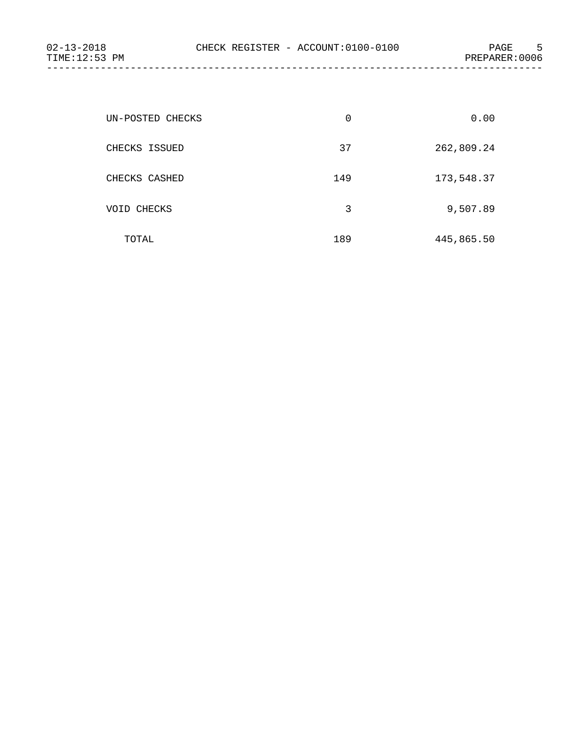| | | |
|---|---|---|
| UN-POSTED CHECKS | 0 | 0.00 |
| CHECKS ISSUED | 37 | 262,809.24 |
| CHECKS CASHED | 149 | 173,548.37 |
| VOID CHECKS | 3 | 9,507.89 |
| TOTAL | 189 | 445,865.50 |